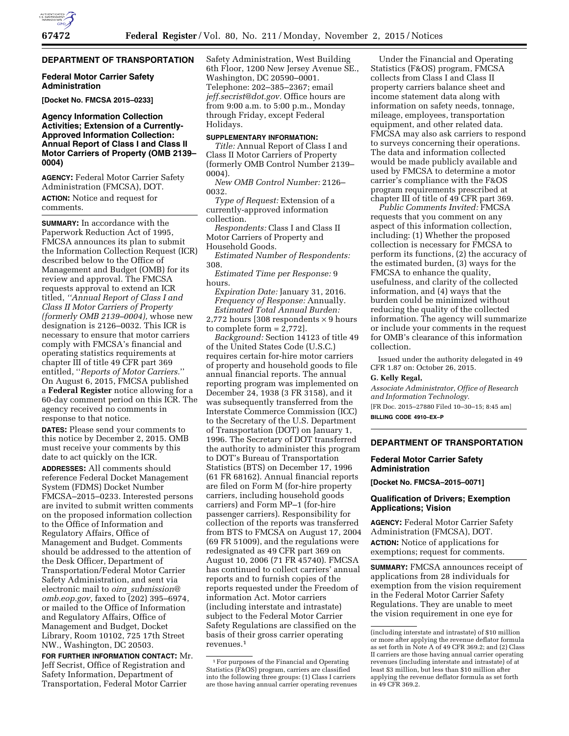## DEPARTMENT OF TRANSPORTATION

### Federal Motor Carrier Safety Administration

**[Docket No. FMCSA 2015–0233]**

### Agency Information Collection Activities; Extension of a Currently-Approved Information Collection: Annual Report of Class I and Class II Motor Carriers of Property (OMB 2139–0004)

**AGENCY:** Federal Motor Carrier Safety Administration (FMCSA), DOT.

**ACTION:** Notice and request for comments.

**SUMMARY:** In accordance with the Paperwork Reduction Act of 1995, FMCSA announces its plan to submit the Information Collection Request (ICR) described below to the Office of Management and Budget (OMB) for its review and approval. The FMCSA requests approval to extend an ICR titled, *''Annual Report of Class I and Class II Motor Carriers of Property (formerly OMB 2139–0004),* whose new designation is 2126–0032. This ICR is necessary to ensure that motor carriers comply with FMCSA's financial and operating statistics requirements at chapter III of title 49 CFR part 369 entitled, ''*Reports of Motor Carriers.*'' On August 6, 2015, FMCSA published a **Federal Register** notice allowing for a 60-day comment period on this ICR. The agency received no comments in response to that notice.

**DATES:** Please send your comments to this notice by December 2, 2015. OMB must receive your comments by this date to act quickly on the ICR.

**ADDRESSES:** All comments should reference Federal Docket Management System (FDMS) Docket Number FMCSA–2015–0233. Interested persons are invited to submit written comments on the proposed information collection to the Office of Information and Regulatory Affairs, Office of Management and Budget. Comments should be addressed to the attention of the Desk Officer, Department of Transportation/Federal Motor Carrier Safety Administration, and sent via electronic mail to *oira_submission@omb.eop.gov,* faxed to (202) 395–6974, or mailed to the Office of Information and Regulatory Affairs, Office of Management and Budget, Docket Library, Room 10102, 725 17th Street NW., Washington, DC 20503.

**FOR FURTHER INFORMATION CONTACT:** Mr. Jeff Secrist, Office of Registration and Safety Information, Department of Transportation, Federal Motor Carrier Safety Administration, West Building 6th Floor, 1200 New Jersey Avenue SE., Washington, DC 20590–0001. Telephone: 202–385–2367; email *jeff.secrist@dot.gov.* Office hours are from 9:00 a.m. to 5:00 p.m., Monday through Friday, except Federal Holidays.

**SUPPLEMENTARY INFORMATION:**

*Title:* Annual Report of Class I and Class II Motor Carriers of Property (formerly OMB Control Number 2139–0004).

*New OMB Control Number:* 2126–0032.

*Type of Request:* Extension of a currently-approved information collection.

*Respondents:* Class I and Class II Motor Carriers of Property and Household Goods.

*Estimated Number of Respondents:* 308.

*Estimated Time per Response:* 9 hours.

*Expiration Date:* January 31, 2016.

*Frequency of Response:* Annually.

*Estimated Total Annual Burden:* 2,772 hours [308 respondents × 9 hours to complete form = 2,772].

*Background:* Section 14123 of title 49 of the United States Code (U.S.C.) requires certain for-hire motor carriers of property and household goods to file annual financial reports. The annual reporting program was implemented on December 24, 1938 (3 FR 3158), and it was subsequently transferred from the Interstate Commerce Commission (ICC) to the Secretary of the U.S. Department of Transportation (DOT) on January 1, 1996. The Secretary of DOT transferred the authority to administer this program to DOT's Bureau of Transportation Statistics (BTS) on December 17, 1996 (61 FR 68162). Annual financial reports are filed on Form M (for-hire property carriers, including household goods carriers) and Form MP–1 (for-hire passenger carriers). Responsibility for collection of the reports was transferred from BTS to FMCSA on August 17, 2004 (69 FR 51009), and the regulations were redesignated as 49 CFR part 369 on August 10, 2006 (71 FR 45740). FMCSA has continued to collect carriers' annual reports and to furnish copies of the reports requested under the Freedom of information Act. Motor carriers (including interstate and intrastate) subject to the Federal Motor Carrier Safety Regulations are classified on the basis of their gross carrier operating revenues.[1]

Under the Financial and Operating Statistics (F&OS) program, FMCSA collects from Class I and Class II property carriers balance sheet and income statement data along with information on safety needs, tonnage, mileage, employees, transportation equipment, and other related data. FMCSA may also ask carriers to respond to surveys concerning their operations. The data and information collected would be made publicly available and used by FMCSA to determine a motor carrier's compliance with the F&OS program requirements prescribed at chapter III of title of 49 CFR part 369.

*Public Comments Invited:* FMCSA requests that you comment on any aspect of this information collection, including: (1) Whether the proposed collection is necessary for FMCSA to perform its functions, (2) the accuracy of the estimated burden, (3) ways for the FMCSA to enhance the quality, usefulness, and clarity of the collected information, and (4) ways that the burden could be minimized without reducing the quality of the collected information. The agency will summarize or include your comments in the request for OMB's clearance of this information collection.

Issued under the authority delegated in 49 CFR 1.87 on: October 26, 2015.

**G. Kelly Regal,**

*Associate Administrator, Office of Research and Information Technology.*

[FR Doc. 2015–27880 Filed 10–30–15; 8:45 am]

**BILLING CODE 4910–EX–P**

[1] For purposes of the Financial and Operating Statistics (F&OS) program, carriers are classified into the following three groups: (1) Class I carriers are those having annual carrier operating revenues (including interstate and intrastate) of $10 million or more after applying the revenue deflator formula as set forth in Note A of 49 CFR 369.2; and (2) Class II carriers are those having annual carrier operating revenues (including interstate and intrastate) of at least $3 million, but less than $10 million after applying the revenue deflator formula as set forth in 49 CFR 369.2.

---

## DEPARTMENT OF TRANSPORTATION

### Federal Motor Carrier Safety Administration

**[Docket No. FMCSA–2015–0071]**

### Qualification of Drivers; Exemption Applications; Vision

**AGENCY:** Federal Motor Carrier Safety Administration (FMCSA), DOT.

**ACTION:** Notice of applications for exemptions; request for comments.

**SUMMARY:** FMCSA announces receipt of applications from 28 individuals for exemption from the vision requirement in the Federal Motor Carrier Safety Regulations. They are unable to meet the vision requirement in one eye for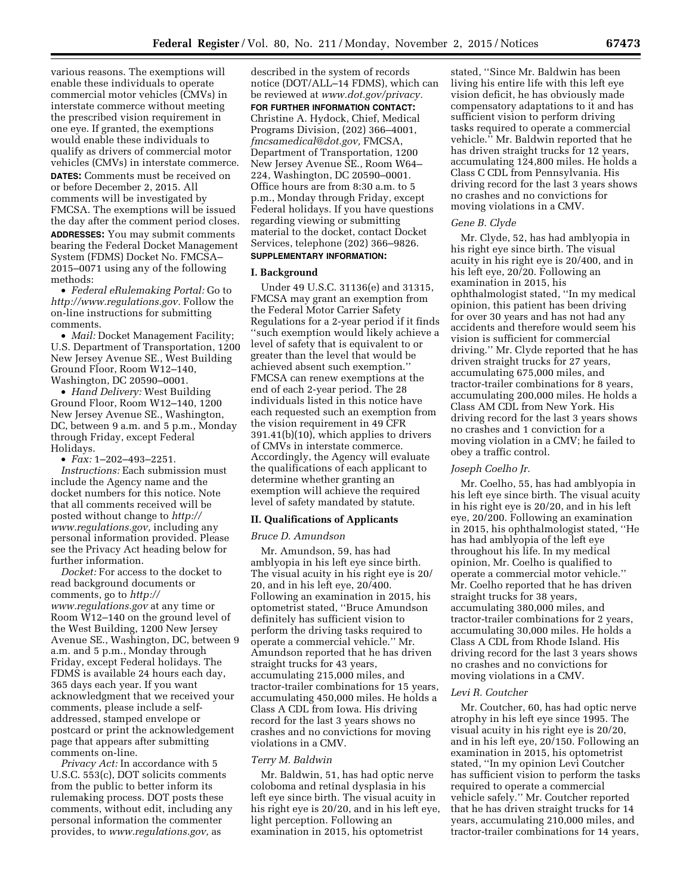various reasons. The exemptions will enable these individuals to operate commercial motor vehicles (CMVs) in interstate commerce without meeting the prescribed vision requirement in one eye. If granted, the exemptions would enable these individuals to qualify as drivers of commercial motor vehicles (CMVs) in interstate commerce.

**DATES:** Comments must be received on or before December 2, 2015. All comments will be investigated by FMCSA. The exemptions will be issued the day after the comment period closes.

**ADDRESSES:** You may submit comments bearing the Federal Docket Management System (FDMS) Docket No. FMCSA–2015–0071 using any of the following methods:

- *Federal eRulemaking Portal:* Go to *http://www.regulations.gov.* Follow the on-line instructions for submitting comments.
- *Mail:* Docket Management Facility; U.S. Department of Transportation, 1200 New Jersey Avenue SE., West Building Ground Floor, Room W12–140, Washington, DC 20590–0001.
- *Hand Delivery:* West Building Ground Floor, Room W12–140, 1200 New Jersey Avenue SE., Washington, DC, between 9 a.m. and 5 p.m., Monday through Friday, except Federal Holidays.
- *Fax:* 1–202–493–2251.

*Instructions:* Each submission must include the Agency name and the docket numbers for this notice. Note that all comments received will be posted without change to *http://www.regulations.gov,* including any personal information provided. Please see the Privacy Act heading below for further information.

*Docket:* For access to the docket to read background documents or comments, go to *http://www.regulations.gov* at any time or Room W12–140 on the ground level of the West Building, 1200 New Jersey Avenue SE., Washington, DC, between 9 a.m. and 5 p.m., Monday through Friday, except Federal holidays. The FDMS is available 24 hours each day, 365 days each year. If you want acknowledgment that we received your comments, please include a self-addressed, stamped envelope or postcard or print the acknowledgement page that appears after submitting comments on-line.

*Privacy Act:* In accordance with 5 U.S.C. 553(c), DOT solicits comments from the public to better inform its rulemaking process. DOT posts these comments, without edit, including any personal information the commenter provides, to *www.regulations.gov,* as described in the system of records notice (DOT/ALL–14 FDMS), which can be reviewed at *www.dot.gov/privacy.*

**FOR FURTHER INFORMATION CONTACT:** Christine A. Hydock, Chief, Medical Programs Division, (202) 366–4001, *fmcsamedical@dot.gov,* FMCSA, Department of Transportation, 1200 New Jersey Avenue SE., Room W64–224, Washington, DC 20590–0001. Office hours are from 8:30 a.m. to 5 p.m., Monday through Friday, except Federal holidays. If you have questions regarding viewing or submitting material to the docket, contact Docket Services, telephone (202) 366–9826.

**SUPPLEMENTARY INFORMATION:**

## I. Background

Under 49 U.S.C. 31136(e) and 31315, FMCSA may grant an exemption from the Federal Motor Carrier Safety Regulations for a 2-year period if it finds "such exemption would likely achieve a level of safety that is equivalent to or greater than the level that would be achieved absent such exemption." FMCSA can renew exemptions at the end of each 2-year period. The 28 individuals listed in this notice have each requested such an exemption from the vision requirement in 49 CFR 391.41(b)(10), which applies to drivers of CMVs in interstate commerce. Accordingly, the Agency will evaluate the qualifications of each applicant to determine whether granting an exemption will achieve the required level of safety mandated by statute.

## II. Qualifications of Applicants

### *Bruce D. Amundson*

Mr. Amundson, 59, has had amblyopia in his left eye since birth. The visual acuity in his right eye is 20/20, and in his left eye, 20/400. Following an examination in 2015, his optometrist stated, "Bruce Amundson definitely has sufficient vision to perform the driving tasks required to operate a commercial vehicle." Mr. Amundson reported that he has driven straight trucks for 43 years, accumulating 215,000 miles, and tractor-trailer combinations for 15 years, accumulating 450,000 miles. He holds a Class A CDL from Iowa. His driving record for the last 3 years shows no crashes and no convictions for moving violations in a CMV.

### *Terry M. Baldwin*

Mr. Baldwin, 51, has had optic nerve coloboma and retinal dysplasia in his left eye since birth. The visual acuity in his right eye is 20/20, and in his left eye, light perception. Following an examination in 2015, his optometrist stated, "Since Mr. Baldwin has been living his entire life with this left eye vision deficit, he has obviously made compensatory adaptations to it and has sufficient vision to perform driving tasks required to operate a commercial vehicle." Mr. Baldwin reported that he has driven straight trucks for 12 years, accumulating 124,800 miles. He holds a Class C CDL from Pennsylvania. His driving record for the last 3 years shows no crashes and no convictions for moving violations in a CMV.

### *Gene B. Clyde*

Mr. Clyde, 52, has had amblyopia in his right eye since birth. The visual acuity in his right eye is 20/400, and in his left eye, 20/20. Following an examination in 2015, his ophthalmologist stated, "In my medical opinion, this patient has been driving for over 30 years and has not had any accidents and therefore would seem his vision is sufficient for commercial driving." Mr. Clyde reported that he has driven straight trucks for 27 years, accumulating 675,000 miles, and tractor-trailer combinations for 8 years, accumulating 200,000 miles. He holds a Class AM CDL from New York. His driving record for the last 3 years shows no crashes and 1 conviction for a moving violation in a CMV; he failed to obey a traffic control.

### *Joseph Coelho Jr.*

Mr. Coelho, 55, has had amblyopia in his left eye since birth. The visual acuity in his right eye is 20/20, and in his left eye, 20/200. Following an examination in 2015, his ophthalmologist stated, "He has had amblyopia of the left eye throughout his life. In my medical opinion, Mr. Coelho is qualified to operate a commercial motor vehicle." Mr. Coelho reported that he has driven straight trucks for 38 years, accumulating 380,000 miles, and tractor-trailer combinations for 2 years, accumulating 30,000 miles. He holds a Class A CDL from Rhode Island. His driving record for the last 3 years shows no crashes and no convictions for moving violations in a CMV.

### *Levi R. Coutcher*

Mr. Coutcher, 60, has had optic nerve atrophy in his left eye since 1995. The visual acuity in his right eye is 20/20, and in his left eye, 20/150. Following an examination in 2015, his optometrist stated, "In my opinion Levi Coutcher has sufficient vision to perform the tasks required to operate a commercial vehicle safely." Mr. Coutcher reported that he has driven straight trucks for 14 years, accumulating 210,000 miles, and tractor-trailer combinations for 14 years,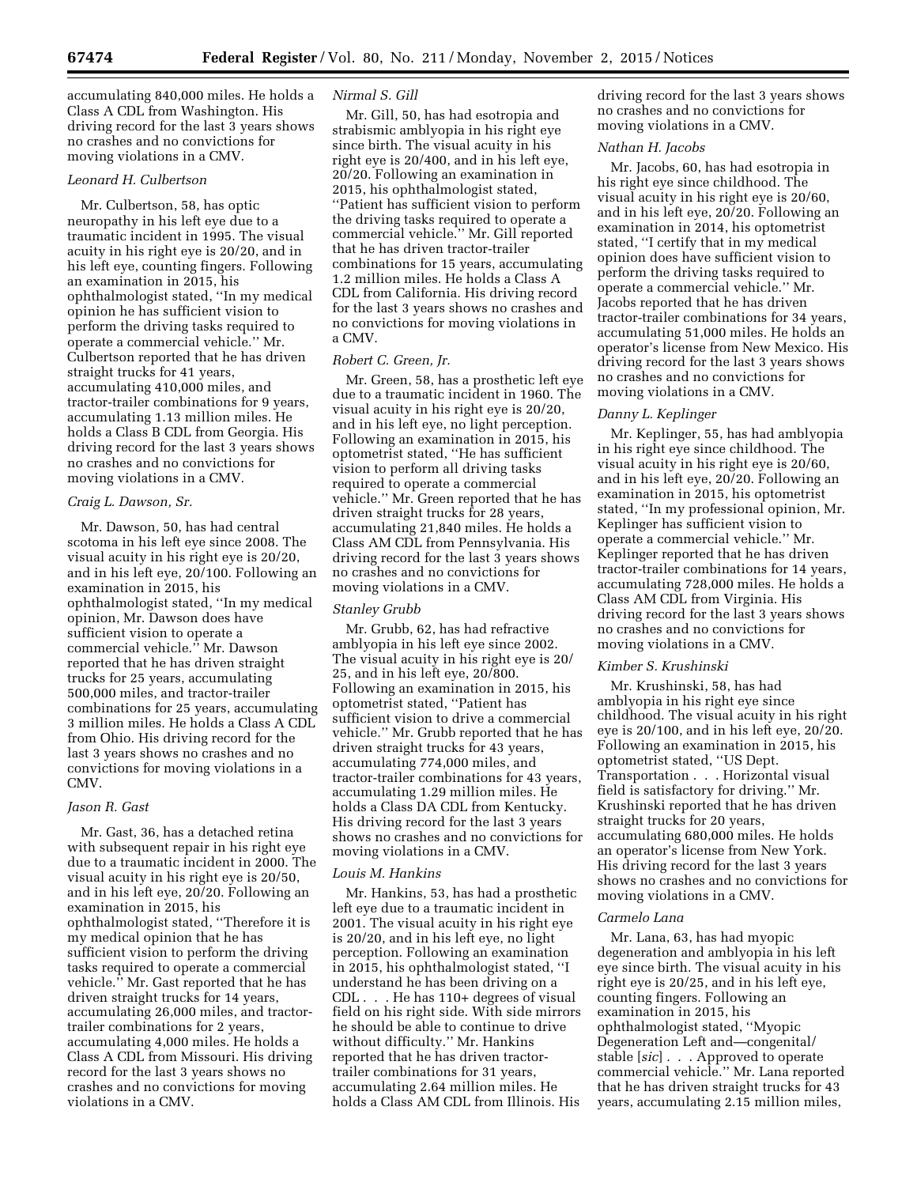accumulating 840,000 miles. He holds a Class A CDL from Washington. His driving record for the last 3 years shows no crashes and no convictions for moving violations in a CMV.

*Leonard H. Culbertson*

Mr. Culbertson, 58, has optic neuropathy in his left eye due to a traumatic incident in 1995. The visual acuity in his right eye is 20/20, and in his left eye, counting fingers. Following an examination in 2015, his ophthalmologist stated, ''In my medical opinion he has sufficient vision to perform the driving tasks required to operate a commercial vehicle.'' Mr. Culbertson reported that he has driven straight trucks for 41 years, accumulating 410,000 miles, and tractor-trailer combinations for 9 years, accumulating 1.13 million miles. He holds a Class B CDL from Georgia. His driving record for the last 3 years shows no crashes and no convictions for moving violations in a CMV.

*Craig L. Dawson, Sr.*

Mr. Dawson, 50, has had central scotoma in his left eye since 2008. The visual acuity in his right eye is 20/20, and in his left eye, 20/100. Following an examination in 2015, his ophthalmologist stated, ''In my medical opinion, Mr. Dawson does have sufficient vision to operate a commercial vehicle.'' Mr. Dawson reported that he has driven straight trucks for 25 years, accumulating 500,000 miles, and tractor-trailer combinations for 25 years, accumulating 3 million miles. He holds a Class A CDL from Ohio. His driving record for the last 3 years shows no crashes and no convictions for moving violations in a CMV.

*Jason R. Gast*

Mr. Gast, 36, has a detached retina with subsequent repair in his right eye due to a traumatic incident in 2000. The visual acuity in his right eye is 20/50, and in his left eye, 20/20. Following an examination in 2015, his ophthalmologist stated, ''Therefore it is my medical opinion that he has sufficient vision to perform the driving tasks required to operate a commercial vehicle.'' Mr. Gast reported that he has driven straight trucks for 14 years, accumulating 26,000 miles, and tractor-trailer combinations for 2 years, accumulating 4,000 miles. He holds a Class A CDL from Missouri. His driving record for the last 3 years shows no crashes and no convictions for moving violations in a CMV.

*Nirmal S. Gill*

Mr. Gill, 50, has had esotropia and strabismic amblyopia in his right eye since birth. The visual acuity in his right eye is 20/400, and in his left eye, 20/20. Following an examination in 2015, his ophthalmologist stated, ''Patient has sufficient vision to perform the driving tasks required to operate a commercial vehicle.'' Mr. Gill reported that he has driven tractor-trailer combinations for 15 years, accumulating 1.2 million miles. He holds a Class A CDL from California. His driving record for the last 3 years shows no crashes and no convictions for moving violations in a CMV.

*Robert C. Green, Jr.*

Mr. Green, 58, has a prosthetic left eye due to a traumatic incident in 1960. The visual acuity in his right eye is 20/20, and in his left eye, no light perception. Following an examination in 2015, his optometrist stated, ''He has sufficient vision to perform all driving tasks required to operate a commercial vehicle.'' Mr. Green reported that he has driven straight trucks for 28 years, accumulating 21,840 miles. He holds a Class AM CDL from Pennsylvania. His driving record for the last 3 years shows no crashes and no convictions for moving violations in a CMV.

*Stanley Grubb*

Mr. Grubb, 62, has had refractive amblyopia in his left eye since 2002. The visual acuity in his right eye is 20/25, and in his left eye, 20/800. Following an examination in 2015, his optometrist stated, ''Patient has sufficient vision to drive a commercial vehicle.'' Mr. Grubb reported that he has driven straight trucks for 43 years, accumulating 774,000 miles, and tractor-trailer combinations for 43 years, accumulating 1.29 million miles. He holds a Class DA CDL from Kentucky. His driving record for the last 3 years shows no crashes and no convictions for moving violations in a CMV.

*Louis M. Hankins*

Mr. Hankins, 53, has had a prosthetic left eye due to a traumatic incident in 2001. The visual acuity in his right eye is 20/20, and in his left eye, no light perception. Following an examination in 2015, his ophthalmologist stated, ''I understand he has been driving on a CDL . . . He has 110+ degrees of visual field on his right side. With side mirrors he should be able to continue to drive without difficulty.'' Mr. Hankins reported that he has driven tractor-trailer combinations for 31 years, accumulating 2.64 million miles. He holds a Class AM CDL from Illinois. His driving record for the last 3 years shows no crashes and no convictions for moving violations in a CMV.

*Nathan H. Jacobs*

Mr. Jacobs, 60, has had esotropia in his right eye since childhood. The visual acuity in his right eye is 20/60, and in his left eye, 20/20. Following an examination in 2014, his optometrist stated, ''I certify that in my medical opinion does have sufficient vision to perform the driving tasks required to operate a commercial vehicle.'' Mr. Jacobs reported that he has driven tractor-trailer combinations for 34 years, accumulating 51,000 miles. He holds an operator's license from New Mexico. His driving record for the last 3 years shows no crashes and no convictions for moving violations in a CMV.

*Danny L. Keplinger*

Mr. Keplinger, 55, has had amblyopia in his right eye since childhood. The visual acuity in his right eye is 20/60, and in his left eye, 20/20. Following an examination in 2015, his optometrist stated, ''In my professional opinion, Mr. Keplinger has sufficient vision to operate a commercial vehicle.'' Mr. Keplinger reported that he has driven tractor-trailer combinations for 14 years, accumulating 728,000 miles. He holds a Class AM CDL from Virginia. His driving record for the last 3 years shows no crashes and no convictions for moving violations in a CMV.

*Kimber S. Krushinski*

Mr. Krushinski, 58, has had amblyopia in his right eye since childhood. The visual acuity in his right eye is 20/100, and in his left eye, 20/20. Following an examination in 2015, his optometrist stated, ''US Dept. Transportation . . . Horizontal visual field is satisfactory for driving.'' Mr. Krushinski reported that he has driven straight trucks for 20 years, accumulating 680,000 miles. He holds an operator's license from New York. His driving record for the last 3 years shows no crashes and no convictions for moving violations in a CMV.

*Carmelo Lana*

Mr. Lana, 63, has had myopic degeneration and amblyopia in his left eye since birth. The visual acuity in his right eye is 20/25, and in his left eye, counting fingers. Following an examination in 2015, his ophthalmologist stated, ''Myopic Degeneration Left and—congenital/stable [*sic*] . . . Approved to operate commercial vehicle.'' Mr. Lana reported that he has driven straight trucks for 43 years, accumulating 2.15 million miles,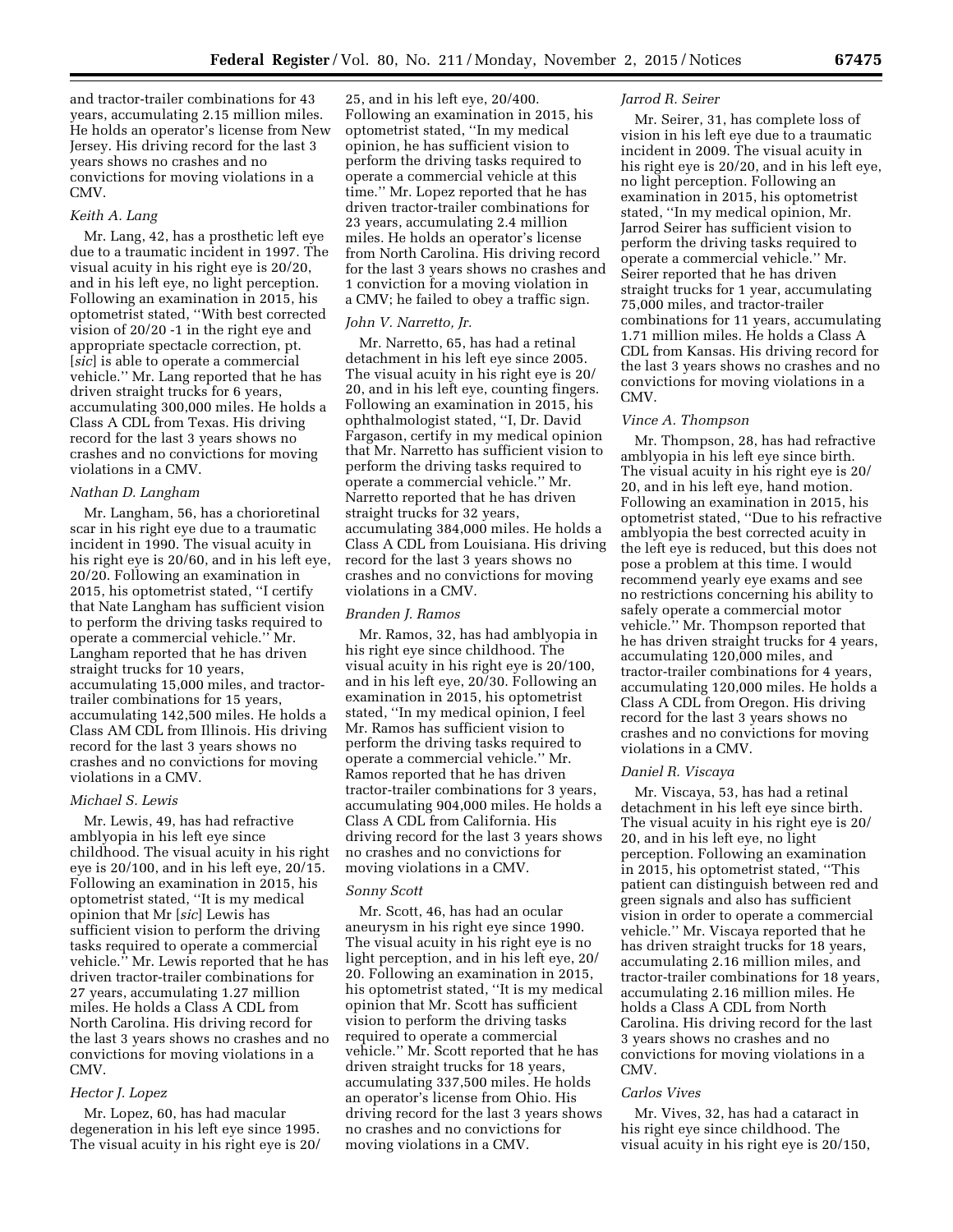and tractor-trailer combinations for 43 years, accumulating 2.15 million miles. He holds an operator's license from New Jersey. His driving record for the last 3 years shows no crashes and no convictions for moving violations in a CMV.

*Keith A. Lang*

Mr. Lang, 42, has a prosthetic left eye due to a traumatic incident in 1997. The visual acuity in his right eye is 20/20, and in his left eye, no light perception. Following an examination in 2015, his optometrist stated, ''With best corrected vision of 20/20 -1 in the right eye and appropriate spectacle correction, pt. [*sic*] is able to operate a commercial vehicle.'' Mr. Lang reported that he has driven straight trucks for 6 years, accumulating 300,000 miles. He holds a Class A CDL from Texas. His driving record for the last 3 years shows no crashes and no convictions for moving violations in a CMV.

*Nathan D. Langham*

Mr. Langham, 56, has a chorioretinal scar in his right eye due to a traumatic incident in 1990. The visual acuity in his right eye is 20/60, and in his left eye, 20/20. Following an examination in 2015, his optometrist stated, ''I certify that Nate Langham has sufficient vision to perform the driving tasks required to operate a commercial vehicle.'' Mr. Langham reported that he has driven straight trucks for 10 years, accumulating 15,000 miles, and tractor-trailer combinations for 15 years, accumulating 142,500 miles. He holds a Class AM CDL from Illinois. His driving record for the last 3 years shows no crashes and no convictions for moving violations in a CMV.

*Michael S. Lewis*

Mr. Lewis, 49, has had refractive amblyopia in his left eye since childhood. The visual acuity in his right eye is 20/100, and in his left eye, 20/15. Following an examination in 2015, his optometrist stated, ''It is my medical opinion that Mr [*sic*] Lewis has sufficient vision to perform the driving tasks required to operate a commercial vehicle.'' Mr. Lewis reported that he has driven tractor-trailer combinations for 27 years, accumulating 1.27 million miles. He holds a Class A CDL from North Carolina. His driving record for the last 3 years shows no crashes and no convictions for moving violations in a CMV.

*Hector J. Lopez*

Mr. Lopez, 60, has had macular degeneration in his left eye since 1995. The visual acuity in his right eye is 20/25, and in his left eye, 20/400. Following an examination in 2015, his optometrist stated, ''In my medical opinion, he has sufficient vision to perform the driving tasks required to operate a commercial vehicle at this time.'' Mr. Lopez reported that he has driven tractor-trailer combinations for 23 years, accumulating 2.4 million miles. He holds an operator's license from North Carolina. His driving record for the last 3 years shows no crashes and 1 conviction for a moving violation in a CMV; he failed to obey a traffic sign.

*John V. Narretto, Jr.*

Mr. Narretto, 65, has had a retinal detachment in his left eye since 2005. The visual acuity in his right eye is 20/20, and in his left eye, counting fingers. Following an examination in 2015, his ophthalmologist stated, ''I, Dr. David Fargason, certify in my medical opinion that Mr. Narretto has sufficient vision to perform the driving tasks required to operate a commercial vehicle.'' Mr. Narretto reported that he has driven straight trucks for 32 years, accumulating 384,000 miles. He holds a Class A CDL from Louisiana. His driving record for the last 3 years shows no crashes and no convictions for moving violations in a CMV.

*Branden J. Ramos*

Mr. Ramos, 32, has had amblyopia in his right eye since childhood. The visual acuity in his right eye is 20/100, and in his left eye, 20/30. Following an examination in 2015, his optometrist stated, ''In my medical opinion, I feel Mr. Ramos has sufficient vision to perform the driving tasks required to operate a commercial vehicle.'' Mr. Ramos reported that he has driven tractor-trailer combinations for 3 years, accumulating 904,000 miles. He holds a Class A CDL from California. His driving record for the last 3 years shows no crashes and no convictions for moving violations in a CMV.

*Sonny Scott*

Mr. Scott, 46, has had an ocular aneurysm in his right eye since 1990. The visual acuity in his right eye is no light perception, and in his left eye, 20/20. Following an examination in 2015, his optometrist stated, ''It is my medical opinion that Mr. Scott has sufficient vision to perform the driving tasks required to operate a commercial vehicle.'' Mr. Scott reported that he has driven straight trucks for 18 years, accumulating 337,500 miles. He holds an operator's license from Ohio. His driving record for the last 3 years shows no crashes and no convictions for moving violations in a CMV.

*Jarrod R. Seirer*

Mr. Seirer, 31, has complete loss of vision in his left eye due to a traumatic incident in 2009. The visual acuity in his right eye is 20/20, and in his left eye, no light perception. Following an examination in 2015, his optometrist stated, ''In my medical opinion, Mr. Jarrod Seirer has sufficient vision to perform the driving tasks required to operate a commercial vehicle.'' Mr. Seirer reported that he has driven straight trucks for 1 year, accumulating 75,000 miles, and tractor-trailer combinations for 11 years, accumulating 1.71 million miles. He holds a Class A CDL from Kansas. His driving record for the last 3 years shows no crashes and no convictions for moving violations in a CMV.

*Vince A. Thompson*

Mr. Thompson, 28, has had refractive amblyopia in his left eye since birth. The visual acuity in his right eye is 20/20, and in his left eye, hand motion. Following an examination in 2015, his optometrist stated, ''Due to his refractive amblyopia the best corrected acuity in the left eye is reduced, but this does not pose a problem at this time. I would recommend yearly eye exams and see no restrictions concerning his ability to safely operate a commercial motor vehicle.'' Mr. Thompson reported that he has driven straight trucks for 4 years, accumulating 120,000 miles, and tractor-trailer combinations for 4 years, accumulating 120,000 miles. He holds a Class A CDL from Oregon. His driving record for the last 3 years shows no crashes and no convictions for moving violations in a CMV.

*Daniel R. Viscaya*

Mr. Viscaya, 53, has had a retinal detachment in his left eye since birth. The visual acuity in his right eye is 20/20, and in his left eye, no light perception. Following an examination in 2015, his optometrist stated, ''This patient can distinguish between red and green signals and also has sufficient vision in order to operate a commercial vehicle.'' Mr. Viscaya reported that he has driven straight trucks for 18 years, accumulating 2.16 million miles, and tractor-trailer combinations for 18 years, accumulating 2.16 million miles. He holds a Class A CDL from North Carolina. His driving record for the last 3 years shows no crashes and no convictions for moving violations in a CMV.

*Carlos Vives*

Mr. Vives, 32, has had a cataract in his right eye since childhood. The visual acuity in his right eye is 20/150,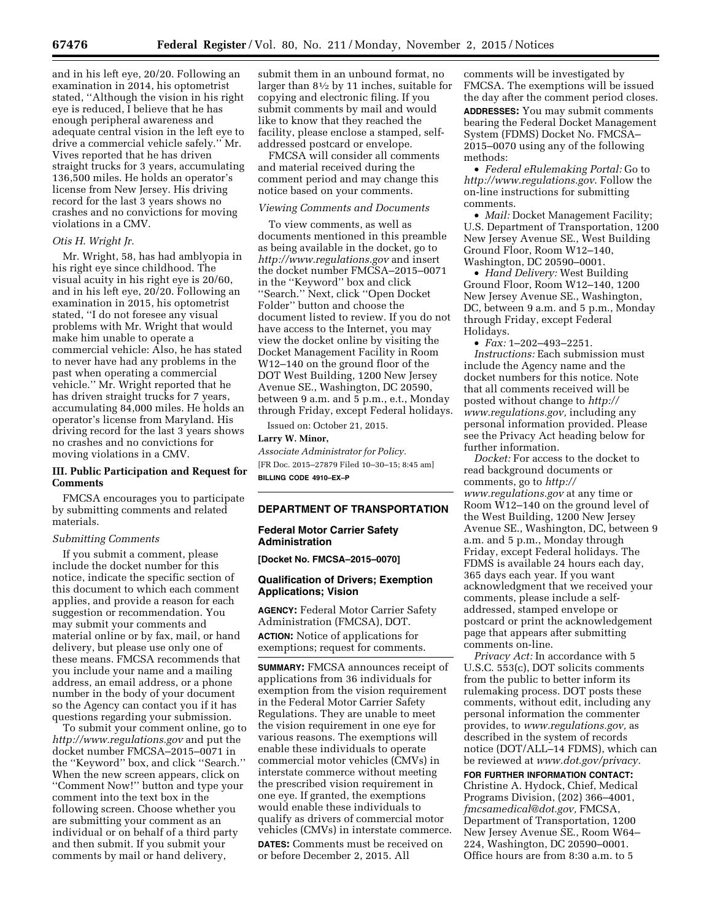and in his left eye, 20/20. Following an examination in 2014, his optometrist stated, ''Although the vision in his right eye is reduced, I believe that he has enough peripheral awareness and adequate central vision in the left eye to drive a commercial vehicle safely.'' Mr. Vives reported that he has driven straight trucks for 3 years, accumulating 136,500 miles. He holds an operator's license from New Jersey. His driving record for the last 3 years shows no crashes and no convictions for moving violations in a CMV.

*Otis H. Wright Jr.*

Mr. Wright, 58, has had amblyopia in his right eye since childhood. The visual acuity in his right eye is 20/60, and in his left eye, 20/20. Following an examination in 2015, his optometrist stated, ''I do not foresee any visual problems with Mr. Wright that would make him unable to operate a commercial vehicle: Also, he has stated to never have had any problems in the past when operating a commercial vehicle.'' Mr. Wright reported that he has driven straight trucks for 7 years, accumulating 84,000 miles. He holds an operator's license from Maryland. His driving record for the last 3 years shows no crashes and no convictions for moving violations in a CMV.

## III. Public Participation and Request for Comments

FMCSA encourages you to participate by submitting comments and related materials.

*Submitting Comments*

If you submit a comment, please include the docket number for this notice, indicate the specific section of this document to which each comment applies, and provide a reason for each suggestion or recommendation. You may submit your comments and material online or by fax, mail, or hand delivery, but please use only one of these means. FMCSA recommends that you include your name and a mailing address, an email address, or a phone number in the body of your document so the Agency can contact you if it has questions regarding your submission.

To submit your comment online, go to *http://www.regulations.gov* and put the docket number FMCSA–2015–0071 in the ''Keyword'' box, and click ''Search.'' When the new screen appears, click on ''Comment Now!'' button and type your comment into the text box in the following screen. Choose whether you are submitting your comment as an individual or on behalf of a third party and then submit. If you submit your comments by mail or hand delivery, submit them in an unbound format, no larger than 8½ by 11 inches, suitable for copying and electronic filing. If you submit comments by mail and would like to know that they reached the facility, please enclose a stamped, self-addressed postcard or envelope.

FMCSA will consider all comments and material received during the comment period and may change this notice based on your comments.

*Viewing Comments and Documents*

To view comments, as well as documents mentioned in this preamble as being available in the docket, go to *http://www.regulations.gov* and insert the docket number FMCSA–2015–0071 in the ''Keyword'' box and click ''Search.'' Next, click ''Open Docket Folder'' button and choose the document listed to review. If you do not have access to the Internet, you may view the docket online by visiting the Docket Management Facility in Room W12–140 on the ground floor of the DOT West Building, 1200 New Jersey Avenue SE., Washington, DC 20590, between 9 a.m. and 5 p.m., e.t., Monday through Friday, except Federal holidays.

Issued on: October 21, 2015.

**Larry W. Minor,**

*Associate Administrator for Policy.*

[FR Doc. 2015–27879 Filed 10–30–15; 8:45 am]

**BILLING CODE 4910–EX–P**

---

## DEPARTMENT OF TRANSPORTATION

### Federal Motor Carrier Safety Administration

**[Docket No. FMCSA–2015–0070]**

### Qualification of Drivers; Exemption Applications; Vision

**AGENCY:** Federal Motor Carrier Safety Administration (FMCSA), DOT.

**ACTION:** Notice of applications for exemptions; request for comments.

**SUMMARY:** FMCSA announces receipt of applications from 36 individuals for exemption from the vision requirement in the Federal Motor Carrier Safety Regulations. They are unable to meet the vision requirement in one eye for various reasons. The exemptions will enable these individuals to operate commercial motor vehicles (CMVs) in interstate commerce without meeting the prescribed vision requirement in one eye. If granted, the exemptions would enable these individuals to qualify as drivers of commercial motor vehicles (CMVs) in interstate commerce.

**DATES:** Comments must be received on or before December 2, 2015. All comments will be investigated by FMCSA. The exemptions will be issued the day after the comment period closes.

**ADDRESSES:** You may submit comments bearing the Federal Docket Management System (FDMS) Docket No. FMCSA–2015–0070 using any of the following methods:

- *Federal eRulemaking Portal:* Go to *http://www.regulations.gov*. Follow the on-line instructions for submitting comments.
- *Mail:* Docket Management Facility; U.S. Department of Transportation, 1200 New Jersey Avenue SE., West Building Ground Floor, Room W12–140, Washington, DC 20590–0001.
- *Hand Delivery:* West Building Ground Floor, Room W12–140, 1200 New Jersey Avenue SE., Washington, DC, between 9 a.m. and 5 p.m., Monday through Friday, except Federal Holidays.
- *Fax:* 1–202–493–2251.

*Instructions:* Each submission must include the Agency name and the docket numbers for this notice. Note that all comments received will be posted without change to *http://www.regulations.gov,* including any personal information provided. Please see the Privacy Act heading below for further information.

*Docket:* For access to the docket to read background documents or comments, go to *http://www.regulations.gov* at any time or Room W12–140 on the ground level of the West Building, 1200 New Jersey Avenue SE., Washington, DC, between 9 a.m. and 5 p.m., Monday through Friday, except Federal holidays. The FDMS is available 24 hours each day, 365 days each year. If you want acknowledgment that we received your comments, please include a self-addressed, stamped envelope or postcard or print the acknowledgement page that appears after submitting comments on-line.

*Privacy Act:* In accordance with 5 U.S.C. 553(c), DOT solicits comments from the public to better inform its rulemaking process. DOT posts these comments, without edit, including any personal information the commenter provides, to *www.regulations.gov,* as described in the system of records notice (DOT/ALL–14 FDMS), which can be reviewed at *www.dot.gov/privacy.*

**FOR FURTHER INFORMATION CONTACT:** Christine A. Hydock, Chief, Medical Programs Division, (202) 366–4001, *fmcsamedical@dot.gov,* FMCSA, Department of Transportation, 1200 New Jersey Avenue SE., Room W64–224, Washington, DC 20590–0001. Office hours are from 8:30 a.m. to 5